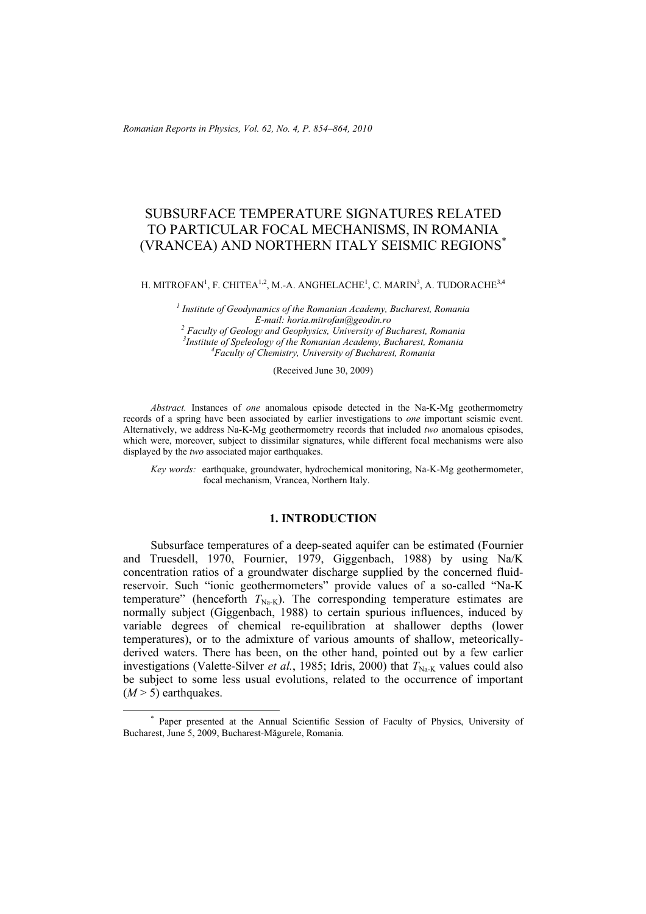# SUBSURFACE TEMPERATURE SIGNATURES RELATED TO PARTICULAR FOCAL MECHANISMS, IN ROMANIA (VRANCEA) AND NORTHERN ITALY SEISMIC REGIONS*

H. MITROFAN[1], F. CHITEA[1,2], M.-A. ANGHELACHE[1], C. MARIN[3], A. TUDORACHE[3,4]

*[1] Institute of Geodynamics of the Romanian Academy, Bucharest, Romania*
*E-mail: horia.mitrofan@geodin.ro*
*[2] Faculty of Geology and Geophysics, University of Bucharest, Romania*
*[3] Institute of Speleology of the Romanian Academy, Bucharest, Romania*
*[4] Faculty of Chemistry, University of Bucharest, Romania*

(Received June 30, 2009)

*Abstract.* Instances of *one* anomalous episode detected in the Na-K-Mg geothermometry records of a spring have been associated by earlier investigations to *one* important seismic event. Alternatively, we address Na-K-Mg geothermometry records that included *two* anomalous episodes, which were, moreover, subject to dissimilar signatures, while different focal mechanisms were also displayed by the *two* associated major earthquakes.

*Key words:* earthquake, groundwater, hydrochemical monitoring, Na-K-Mg geothermometer, focal mechanism, Vrancea, Northern Italy.

## 1. INTRODUCTION

Subsurface temperatures of a deep-seated aquifer can be estimated (Fournier and Truesdell, 1970, Fournier, 1979, Giggenbach, 1988) by using Na/K concentration ratios of a groundwater discharge supplied by the concerned fluid-reservoir. Such "ionic geothermometers" provide values of a so-called "Na-K temperature" (henceforth $T_{Na\text{-}K}$). The corresponding temperature estimates are normally subject (Giggenbach, 1988) to certain spurious influences, induced by variable degrees of chemical re-equilibration at shallower depths (lower temperatures), or to the admixture of various amounts of shallow, meteorically-derived waters. There has been, on the other hand, pointed out by a few earlier investigations (Valette-Silver *et al.*, 1985; Idris, 2000) that $T_{Na\text{-}K}$ values could also be subject to some less usual evolutions, related to the occurrence of important ($M > 5$) earthquakes.

* Paper presented at the Annual Scientific Session of Faculty of Physics, University of Bucharest, June 5, 2009, Bucharest-Măgurele, Romania.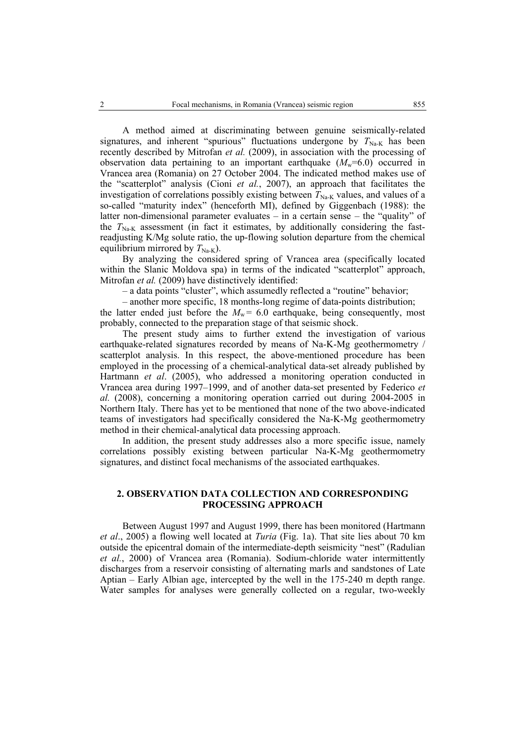A method aimed at discriminating between genuine seismically-related signatures, and inherent "spurious" fluctuations undergone by $T_{Na\text{-}K}$ has been recently described by Mitrofan *et al.* (2009), in association with the processing of observation data pertaining to an important earthquake ($M_w$=6.0) occurred in Vrancea area (Romania) on 27 October 2004. The indicated method makes use of the "scatterplot" analysis (Cioni *et al.*, 2007), an approach that facilitates the investigation of correlations possibly existing between $T_{Na\text{-}K}$ values, and values of a so-called "maturity index" (henceforth MI), defined by Giggenbach (1988): the latter non-dimensional parameter evaluates – in a certain sense – the "quality" of the $T_{Na\text{-}K}$ assessment (in fact it estimates, by additionally considering the fast-readjusting K/Mg solute ratio, the up-flowing solution departure from the chemical equilibrium mirrored by $T_{Na\text{-}K}$).

By analyzing the considered spring of Vrancea area (specifically located within the Slanic Moldova spa) in terms of the indicated "scatterplot" approach, Mitrofan *et al.* (2009) have distinctively identified:

– a data points "cluster", which assumedly reflected a "routine" behavior;

– another more specific, 18 months-long regime of data-points distribution;

the latter ended just before the $M_w$ = 6.0 earthquake, being consequently, most probably, connected to the preparation stage of that seismic shock.

The present study aims to further extend the investigation of various earthquake-related signatures recorded by means of Na-K-Mg geothermometry / scatterplot analysis. In this respect, the above-mentioned procedure has been employed in the processing of a chemical-analytical data-set already published by Hartmann *et al*. (2005), who addressed a monitoring operation conducted in Vrancea area during 1997–1999, and of another data-set presented by Federico *et al.* (2008), concerning a monitoring operation carried out during 2004-2005 in Northern Italy. There has yet to be mentioned that none of the two above-indicated teams of investigators had specifically considered the Na-K-Mg geothermometry method in their chemical-analytical data processing approach.

In addition, the present study addresses also a more specific issue, namely correlations possibly existing between particular Na-K-Mg geothermometry signatures, and distinct focal mechanisms of the associated earthquakes.

## 2. OBSERVATION DATA COLLECTION AND CORRESPONDING PROCESSING APPROACH

Between August 1997 and August 1999, there has been monitored (Hartmann *et al*., 2005) a flowing well located at *Turia* (Fig. 1a). That site lies about 70 km outside the epicentral domain of the intermediate-depth seismicity "nest" (Radulian *et al.*, 2000) of Vrancea area (Romania). Sodium-chloride water intermittently discharges from a reservoir consisting of alternating marls and sandstones of Late Aptian – Early Albian age, intercepted by the well in the 175-240 m depth range. Water samples for analyses were generally collected on a regular, two-weekly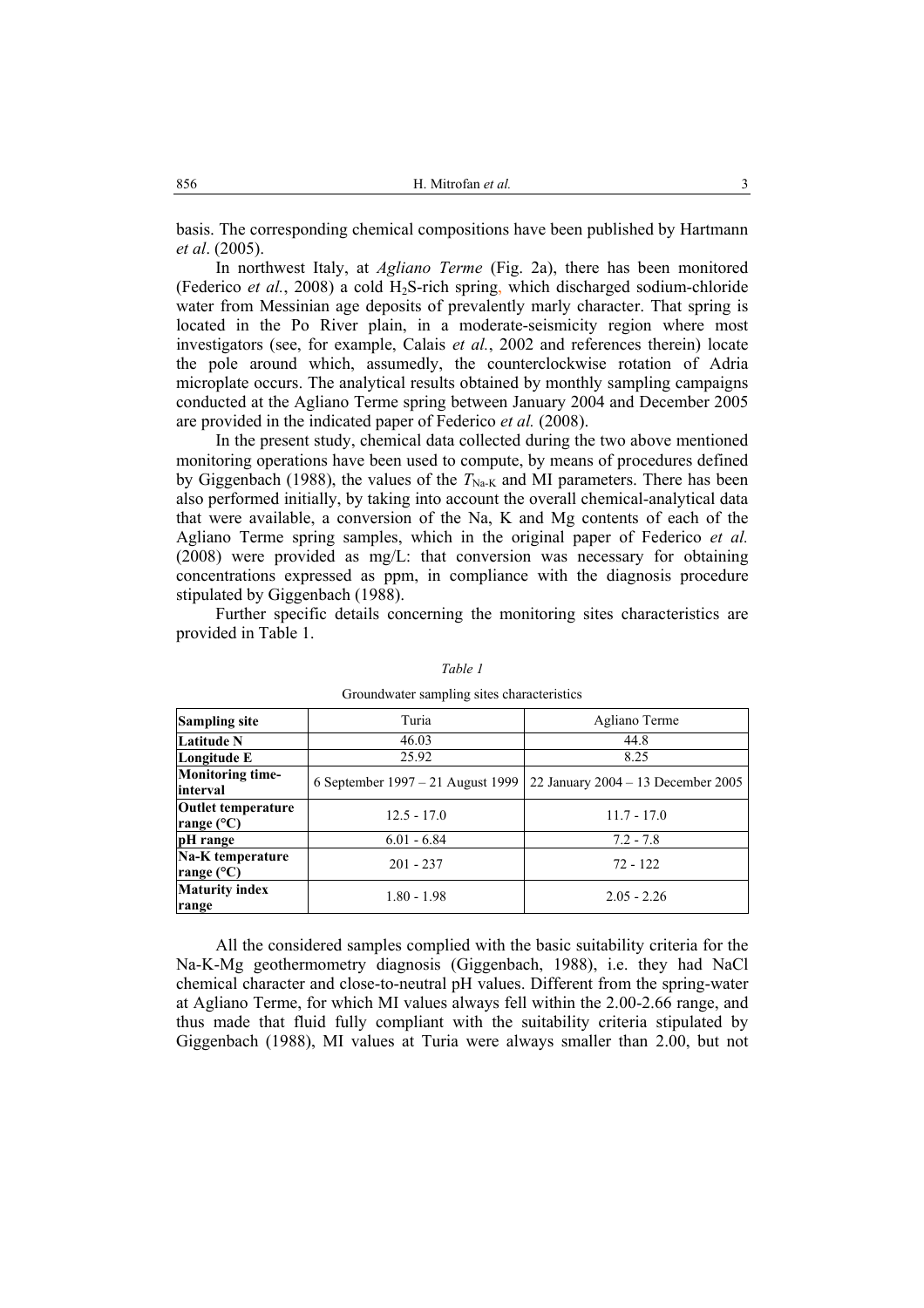basis. The corresponding chemical compositions have been published by Hartmann *et al*. (2005).

In northwest Italy, at *Agliano Terme* (Fig. 2a), there has been monitored (Federico *et al.*, 2008) a cold $H_2S$-rich spring, which discharged sodium-chloride water from Messinian age deposits of prevalently marly character. That spring is located in the Po River plain, in a moderate-seismicity region where most investigators (see, for example, Calais *et al.*, 2002 and references therein) locate the pole around which, assumedly, the counterclockwise rotation of Adria microplate occurs. The analytical results obtained by monthly sampling campaigns conducted at the Agliano Terme spring between January 2004 and December 2005 are provided in the indicated paper of Federico *et al.* (2008).

In the present study, chemical data collected during the two above mentioned monitoring operations have been used to compute, by means of procedures defined by Giggenbach (1988), the values of the $T_{Na-K}$ and MI parameters. There has been also performed initially, by taking into account the overall chemical-analytical data that were available, a conversion of the Na, K and Mg contents of each of the Agliano Terme spring samples, which in the original paper of Federico *et al.* (2008) were provided as mg/L: that conversion was necessary for obtaining concentrations expressed as ppm, in compliance with the diagnosis procedure stipulated by Giggenbach (1988).

Further specific details concerning the monitoring sites characteristics are provided in Table 1.

*Table 1*

Groundwater sampling sites characteristics

| Sampling site | Turia | Agliano Terme |
|---|---|---|
| **Latitude N** | 46.03 | 44.8 |
| **Longitude E** | 25.92 | 8.25 |
| **Monitoring time-interval** | 6 September 1997 – 21 August 1999 | 22 January 2004 – 13 December 2005 |
| **Outlet temperature range (°C)** | 12.5 - 17.0 | 11.7 - 17.0 |
| **pH range** | 6.01 - 6.84 | 7.2 - 7.8 |
| **Na-K temperature range (°C)** | 201 - 237 | 72 - 122 |
| **Maturity index range** | 1.80 - 1.98 | 2.05 - 2.26 |

All the considered samples complied with the basic suitability criteria for the Na-K-Mg geothermometry diagnosis (Giggenbach, 1988), i.e. they had NaCl chemical character and close-to-neutral pH values. Different from the spring-water at Agliano Terme, for which MI values always fell within the 2.00-2.66 range, and thus made that fluid fully compliant with the suitability criteria stipulated by Giggenbach (1988), MI values at Turia were always smaller than 2.00, but not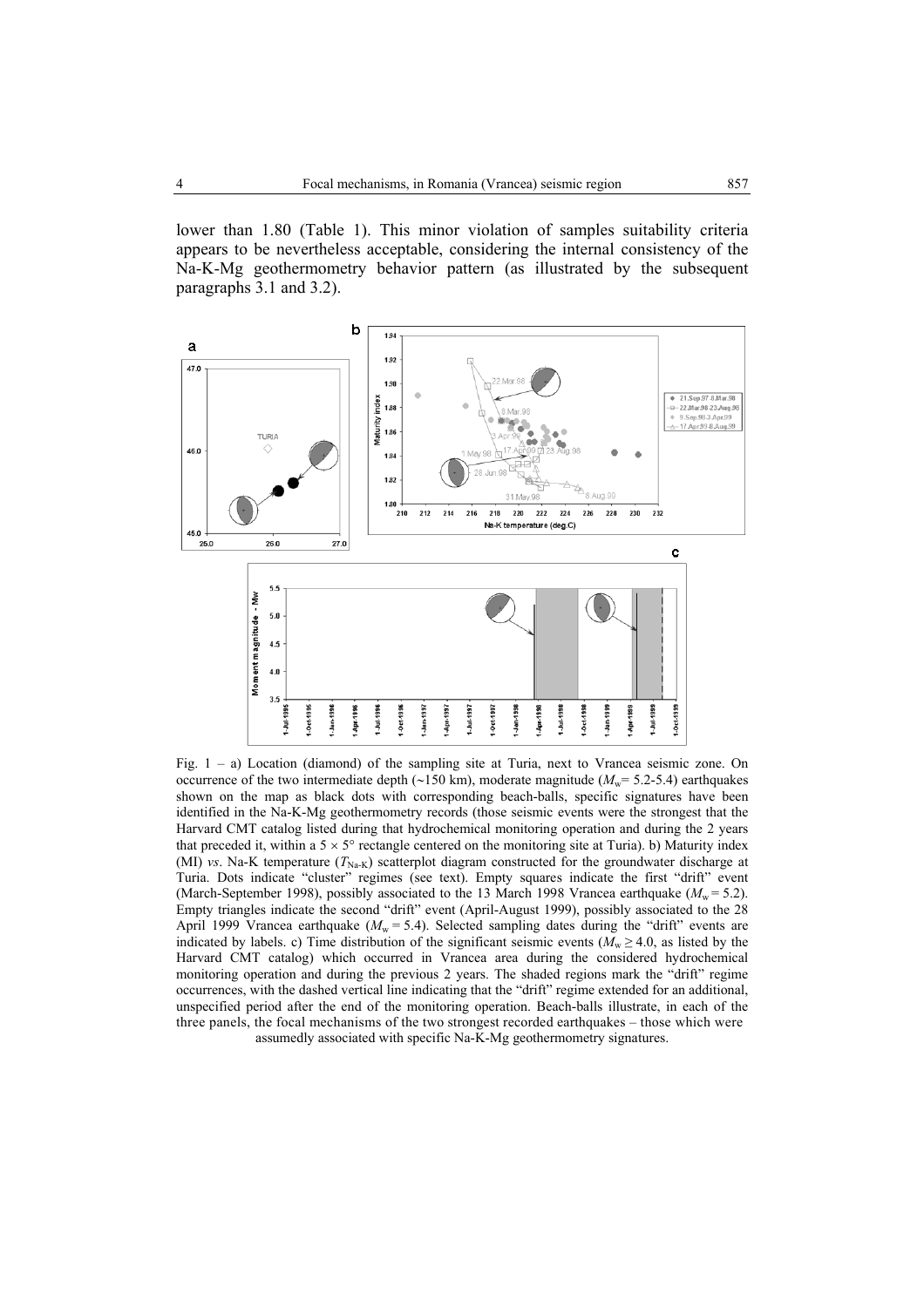lower than 1.80 (Table 1). This minor violation of samples suitability criteria appears to be nevertheless acceptable, considering the internal consistency of the Na-K-Mg geothermometry behavior pattern (as illustrated by the subsequent paragraphs 3.1 and 3.2).

Fig. 1 – a) Location (diamond) of the sampling site at Turia, next to Vrancea seismic zone. On occurrence of the two intermediate depth (~150 km), moderate magnitude ($M_w$= 5.2-5.4) earthquakes shown on the map as black dots with corresponding beach-balls, specific signatures have been identified in the Na-K-Mg geothermometry records (those seismic events were the strongest that the Harvard CMT catalog listed during that hydrochemical monitoring operation and during the 2 years that preceded it, within a $5 \times 5°$ rectangle centered on the monitoring site at Turia). b) Maturity index (MI) *vs*. Na-K temperature ($T_{Na\text{-}K}$) scatterplot diagram constructed for the groundwater discharge at Turia. Dots indicate "cluster" regimes (see text). Empty squares indicate the first "drift" event (March-September 1998), possibly associated to the 13 March 1998 Vrancea earthquake ($M_w$ = 5.2). Empty triangles indicate the second "drift" event (April-August 1999), possibly associated to the 28 April 1999 Vrancea earthquake ($M_w$ = 5.4). Selected sampling dates during the "drift" events are indicated by labels. c) Time distribution of the significant seismic events ($M_w \geq 4.0$, as listed by the Harvard CMT catalog) which occurred in Vrancea area during the considered hydrochemical monitoring operation and during the previous 2 years. The shaded regions mark the "drift" regime occurrences, with the dashed vertical line indicating that the "drift" regime extended for an additional, unspecified period after the end of the monitoring operation. Beach-balls illustrate, in each of the three panels, the focal mechanisms of the two strongest recorded earthquakes – those which were assumedly associated with specific Na-K-Mg geothermometry signatures.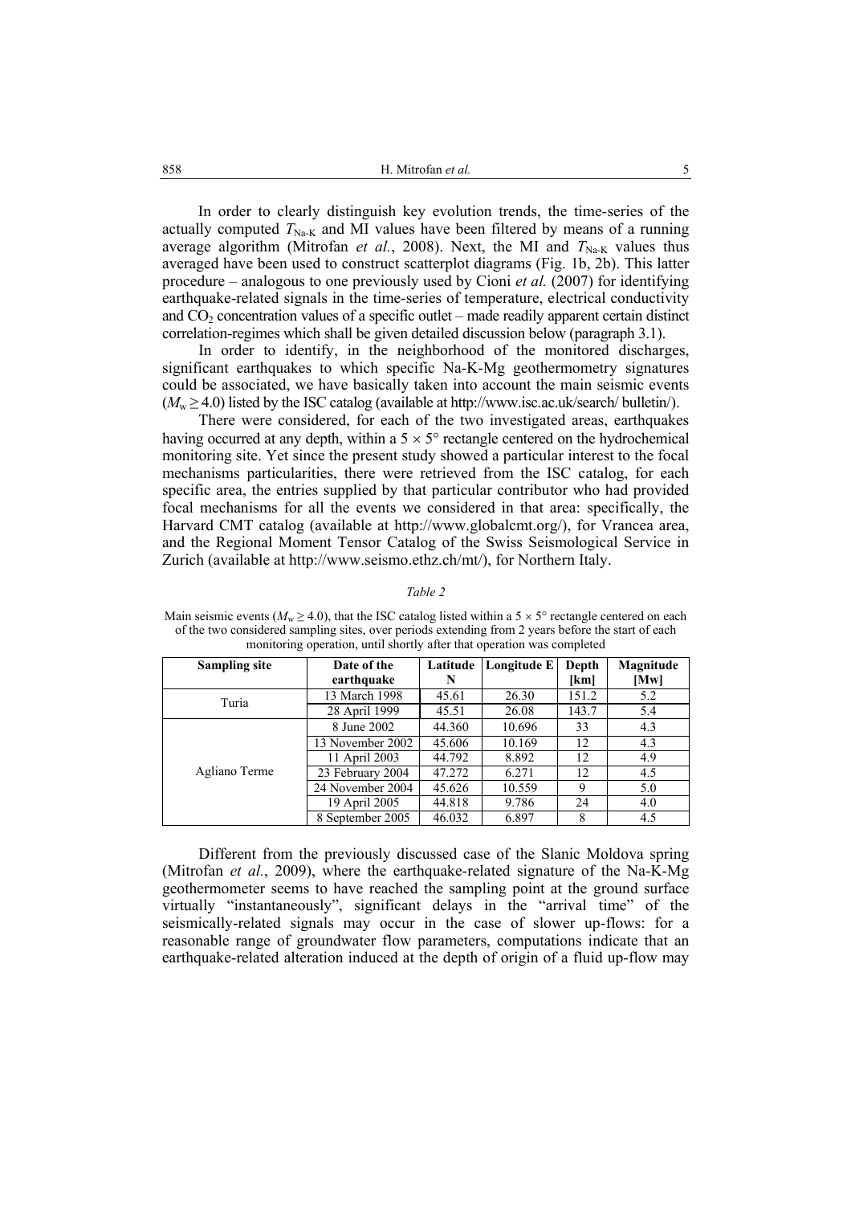In order to clearly distinguish key evolution trends, the time-series of the actually computed $T_{Na\text{-}K}$ and MI values have been filtered by means of a running average algorithm (Mitrofan *et al.*, 2008). Next, the MI and $T_{Na\text{-}K}$ values thus averaged have been used to construct scatterplot diagrams (Fig. 1b, 2b). This latter procedure – analogous to one previously used by Cioni *et al.* (2007) for identifying earthquake-related signals in the time-series of temperature, electrical conductivity and $CO_2$ concentration values of a specific outlet – made readily apparent certain distinct correlation-regimes which shall be given detailed discussion below (paragraph 3.1).

In order to identify, in the neighborhood of the monitored discharges, significant earthquakes to which specific Na-K-Mg geothermometry signatures could be associated, we have basically taken into account the main seismic events ($M_w \geq 4.0$) listed by the ISC catalog (available at http://www.isc.ac.uk/search/ bulletin/).

There were considered, for each of the two investigated areas, earthquakes having occurred at any depth, within a $5 \times 5°$ rectangle centered on the hydrochemical monitoring site. Yet since the present study showed a particular interest to the focal mechanisms particularities, there were retrieved from the ISC catalog, for each specific area, the entries supplied by that particular contributor who had provided focal mechanisms for all the events we considered in that area: specifically, the Harvard CMT catalog (available at http://www.globalcmt.org/), for Vrancea area, and the Regional Moment Tensor Catalog of the Swiss Seismological Service in Zurich (available at http://www.seismo.ethz.ch/mt/), for Northern Italy.

*Table 2*

Main seismic events ($M_w \geq 4.0$), that the ISC catalog listed within a $5 \times 5°$ rectangle centered on each of the two considered sampling sites, over periods extending from 2 years before the start of each monitoring operation, until shortly after that operation was completed

| Sampling site | Date of the earthquake | Latitude N | Longitude E | Depth [km] | Magnitude [Mw] |
|---|---|---|---|---|---|
| Turia | 13 March 1998 | 45.61 | 26.30 | 151.2 | 5.2 |
| | 28 April 1999 | 45.51 | 26.08 | 143.7 | 5.4 |
| Agliano Terme | 8 June 2002 | 44.360 | 10.696 | 33 | 4.3 |
| | 13 November 2002 | 45.606 | 10.169 | 12 | 4.3 |
| | 11 April 2003 | 44.792 | 8.892 | 12 | 4.9 |
| | 23 February 2004 | 47.272 | 6.271 | 12 | 4.5 |
| | 24 November 2004 | 45.626 | 10.559 | 9 | 5.0 |
| | 19 April 2005 | 44.818 | 9.786 | 24 | 4.0 |
| | 8 September 2005 | 46.032 | 6.897 | 8 | 4.5 |

Different from the previously discussed case of the Slanic Moldova spring (Mitrofan *et al.*, 2009), where the earthquake-related signature of the Na-K-Mg geothermometer seems to have reached the sampling point at the ground surface virtually "instantaneously", significant delays in the "arrival time" of the seismically-related signals may occur in the case of slower up-flows: for a reasonable range of groundwater flow parameters, computations indicate that an earthquake-related alteration induced at the depth of origin of a fluid up-flow may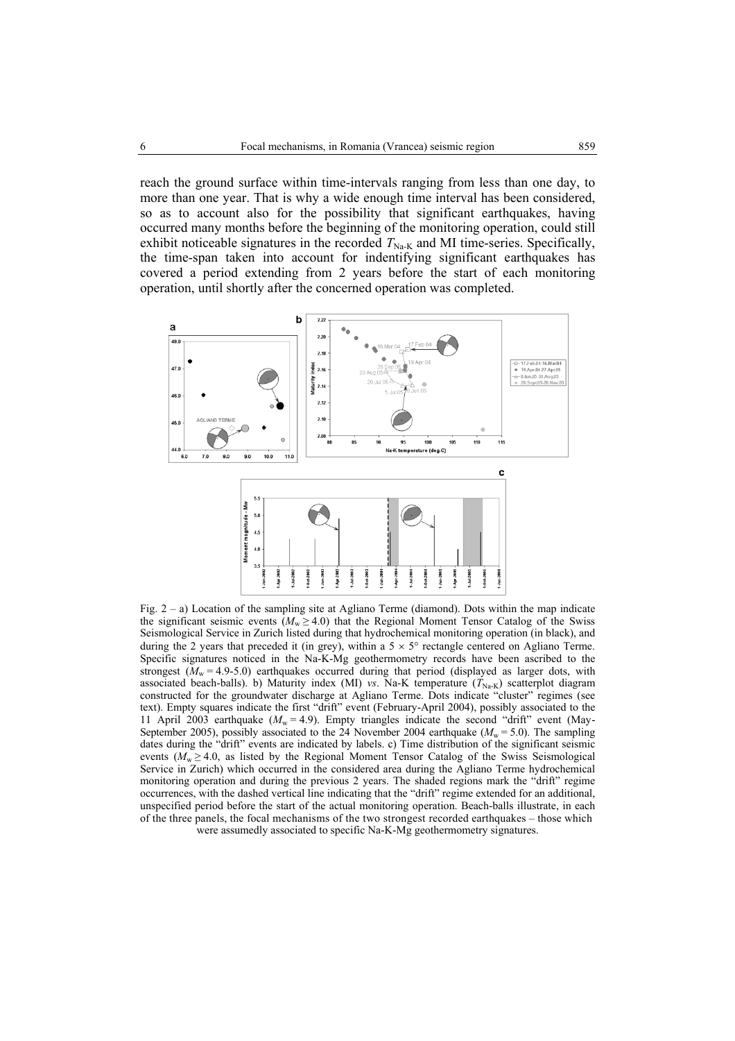reach the ground surface within time-intervals ranging from less than one day, to more than one year. That is why a wide enough time interval has been considered, so as to account also for the possibility that significant earthquakes, having occurred many months before the beginning of the monitoring operation, could still exhibit noticeable signatures in the recorded $T_{Na\text{-}K}$ and MI time-series. Specifically, the time-span taken into account for identifying significant earthquakes has covered a period extending from 2 years before the start of each monitoring operation, until shortly after the concerned operation was completed.

Fig. 2 – a) Location of the sampling site at Agliano Terme (diamond). Dots within the map indicate the significant seismic events ($M_w \geq 4.0$) that the Regional Moment Tensor Catalog of the Swiss Seismological Service in Zurich listed during that hydrochemical monitoring operation (in black), and during the 2 years that preceded it (in grey), within a $5 \times 5°$ rectangle centered on Agliano Terme. Specific signatures noticed in the Na-K-Mg geothermometry records have been ascribed to the strongest ($M_w = 4.9$-$5.0$) earthquakes occurred during that period (displayed as larger dots, with associated beach-balls). b) Maturity index (MI) *vs*. Na-K temperature ($T_{Na\text{-}K}$) scatterplot diagram constructed for the groundwater discharge at Agliano Terme. Dots indicate "cluster" regimes (see text). Empty squares indicate the first "drift" event (February-April 2004), possibly associated to the 11 April 2003 earthquake ($M_w = 4.9$). Empty triangles indicate the second "drift" event (May-September 2005), possibly associated to the 24 November 2004 earthquake ($M_w = 5.0$). The sampling dates during the "drift" events are indicated by labels. c) Time distribution of the significant seismic events ($M_w \geq 4.0$, as listed by the Regional Moment Tensor Catalog of the Swiss Seismological Service in Zurich) which occurred in the considered area during the Agliano Terme hydrochemical monitoring operation and during the previous 2 years. The shaded regions mark the "drift" regime occurrences, with the dashed vertical line indicating that the "drift" regime extended for an additional, unspecified period before the start of the actual monitoring operation. Beach-balls illustrate, in each of the three panels, the focal mechanisms of the two strongest recorded earthquakes – those which were assumedly associated to specific Na-K-Mg geothermometry signatures.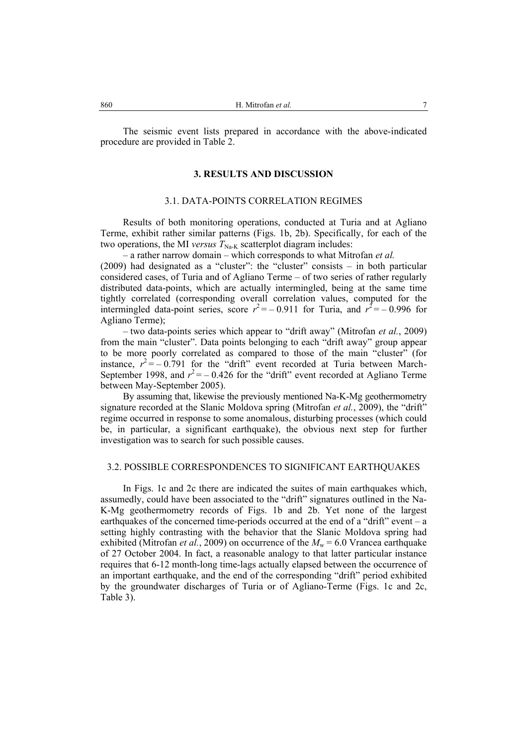The seismic event lists prepared in accordance with the above-indicated procedure are provided in Table 2.

## 3. RESULTS AND DISCUSSION

### 3.1. DATA-POINTS CORRELATION REGIMES

Results of both monitoring operations, conducted at Turia and at Agliano Terme, exhibit rather similar patterns (Figs. 1b, 2b). Specifically, for each of the two operations, the MI *versus* $T_{Na\text{-}K}$ scatterplot diagram includes:

– a rather narrow domain – which corresponds to what Mitrofan *et al.* (2009) had designated as a "cluster": the "cluster" consists – in both particular considered cases, of Turia and of Agliano Terme – of two series of rather regularly distributed data-points, which are actually intermingled, being at the same time tightly correlated (corresponding overall correlation values, computed for the intermingled data-point series, score $r^2 = -0.911$ for Turia, and $r^2 = -0.996$ for Agliano Terme);

– two data-points series which appear to "drift away" (Mitrofan *et al.*, 2009) from the main "cluster". Data points belonging to each "drift away" group appear to be more poorly correlated as compared to those of the main "cluster" (for instance, $r^2 = -0.791$ for the "drift" event recorded at Turia between March-September 1998, and $r^2 = -0.426$ for the "drift" event recorded at Agliano Terme between May-September 2005).

By assuming that, likewise the previously mentioned Na-K-Mg geothermometry signature recorded at the Slanic Moldova spring (Mitrofan *et al.*, 2009), the "drift" regime occurred in response to some anomalous, disturbing processes (which could be, in particular, a significant earthquake), the obvious next step for further investigation was to search for such possible causes.

### 3.2. POSSIBLE CORRESPONDENCES TO SIGNIFICANT EARTHQUAKES

In Figs. 1c and 2c there are indicated the suites of main earthquakes which, assumedly, could have been associated to the "drift" signatures outlined in the Na-K-Mg geothermometry records of Figs. 1b and 2b. Yet none of the largest earthquakes of the concerned time-periods occurred at the end of a "drift" event – a setting highly contrasting with the behavior that the Slanic Moldova spring had exhibited (Mitrofan *et al.*, 2009) on occurrence of the $M_w = 6.0$ Vrancea earthquake of 27 October 2004. In fact, a reasonable analogy to that latter particular instance requires that 6-12 month-long time-lags actually elapsed between the occurrence of an important earthquake, and the end of the corresponding "drift" period exhibited by the groundwater discharges of Turia or of Agliano-Terme (Figs. 1c and 2c, Table 3).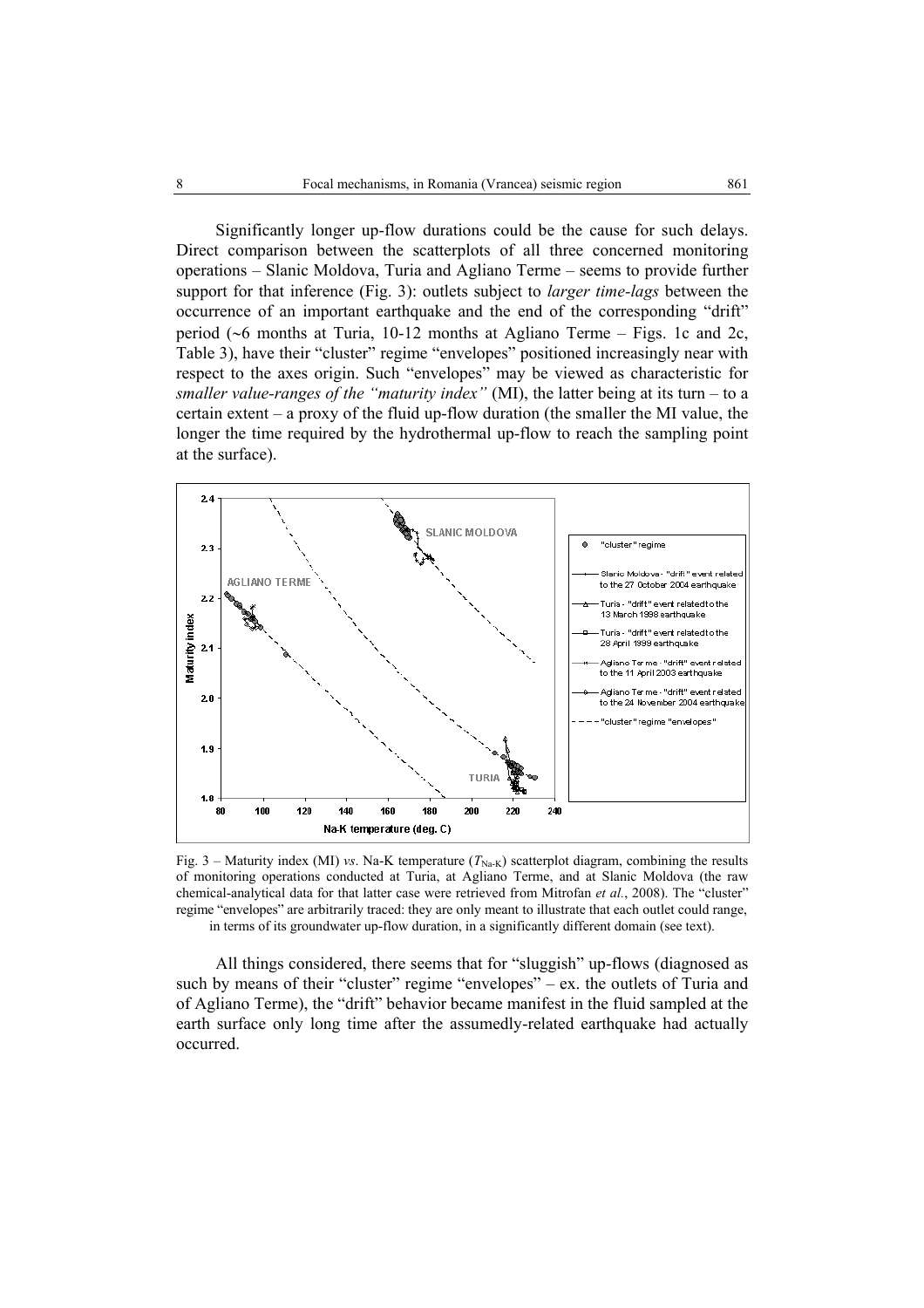Significantly longer up-flow durations could be the cause for such delays. Direct comparison between the scatterplots of all three concerned monitoring operations – Slanic Moldova, Turia and Agliano Terme – seems to provide further support for that inference (Fig. 3): outlets subject to *larger time-lags* between the occurrence of an important earthquake and the end of the corresponding "drift" period (~6 months at Turia, 10-12 months at Agliano Terme – Figs. 1c and 2c, Table 3), have their "cluster" regime "envelopes" positioned increasingly near with respect to the axes origin. Such "envelopes" may be viewed as characteristic for *smaller value-ranges of the "maturity index"* (MI), the latter being at its turn – to a certain extent – a proxy of the fluid up-flow duration (the smaller the MI value, the longer the time required by the hydrothermal up-flow to reach the sampling point at the surface).

Fig. 3 – Maturity index (MI) *vs*. Na-K temperature ($T_{Na\text{-}K}$) scatterplot diagram, combining the results of monitoring operations conducted at Turia, at Agliano Terme, and at Slanic Moldova (the raw chemical-analytical data for that latter case were retrieved from Mitrofan *et al.*, 2008). The "cluster" regime "envelopes" are arbitrarily traced: they are only meant to illustrate that each outlet could range, in terms of its groundwater up-flow duration, in a significantly different domain (see text).

All things considered, there seems that for "sluggish" up-flows (diagnosed as such by means of their "cluster" regime "envelopes" – ex. the outlets of Turia and of Agliano Terme), the "drift" behavior became manifest in the fluid sampled at the earth surface only long time after the assumedly-related earthquake had actually occurred.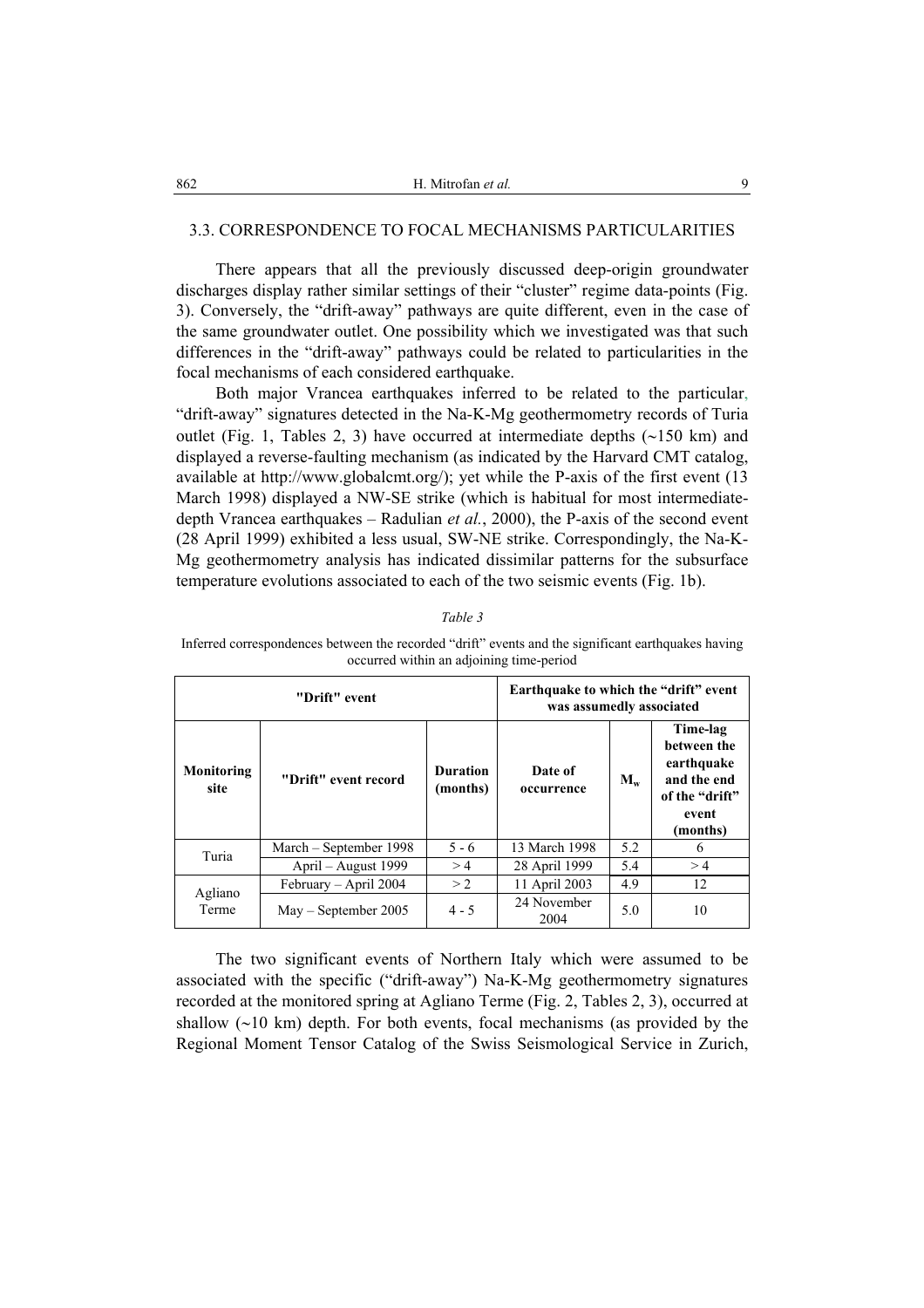### 3.3. CORRESPONDENCE TO FOCAL MECHANISMS PARTICULARITIES

There appears that all the previously discussed deep-origin groundwater discharges display rather similar settings of their "cluster" regime data-points (Fig. 3). Conversely, the "drift-away" pathways are quite different, even in the case of the same groundwater outlet. One possibility which we investigated was that such differences in the "drift-away" pathways could be related to particularities in the focal mechanisms of each considered earthquake.

Both major Vrancea earthquakes inferred to be related to the particular, "drift-away" signatures detected in the Na-K-Mg geothermometry records of Turia outlet (Fig. 1, Tables 2, 3) have occurred at intermediate depths (~150 km) and displayed a reverse-faulting mechanism (as indicated by the Harvard CMT catalog, available at http://www.globalcmt.org/); yet while the P-axis of the first event (13 March 1998) displayed a NW-SE strike (which is habitual for most intermediate-depth Vrancea earthquakes – Radulian *et al.*, 2000), the P-axis of the second event (28 April 1999) exhibited a less usual, SW-NE strike. Correspondingly, the Na-K-Mg geothermometry analysis has indicated dissimilar patterns for the subsurface temperature evolutions associated to each of the two seismic events (Fig. 1b).

*Table 3*

Inferred correspondences between the recorded "drift" events and the significant earthquakes having occurred within an adjoining time-period

| "Drift" event | | | Earthquake to which the "drift" event was assumedly associated | | |
|---|---|---|---|---|---|
| **Monitoring site** | **"Drift" event record** | **Duration (months)** | **Date of occurrence** | **$M_w$** | **Time-lag between the earthquake and the end of the "drift" event (months)** |
| Turia | March – September 1998 | 5 - 6 | 13 March 1998 | 5.2 | 6 |
| | April – August 1999 | > 4 | 28 April 1999 | 5.4 | > 4 |
| Agliano Terme | February – April 2004 | > 2 | 11 April 2003 | 4.9 | 12 |
| | May – September 2005 | 4 - 5 | 24 November 2004 | 5.0 | 10 |

The two significant events of Northern Italy which were assumed to be associated with the specific ("drift-away") Na-K-Mg geothermometry signatures recorded at the monitored spring at Agliano Terme (Fig. 2, Tables 2, 3), occurred at shallow (~10 km) depth. For both events, focal mechanisms (as provided by the Regional Moment Tensor Catalog of the Swiss Seismological Service in Zurich,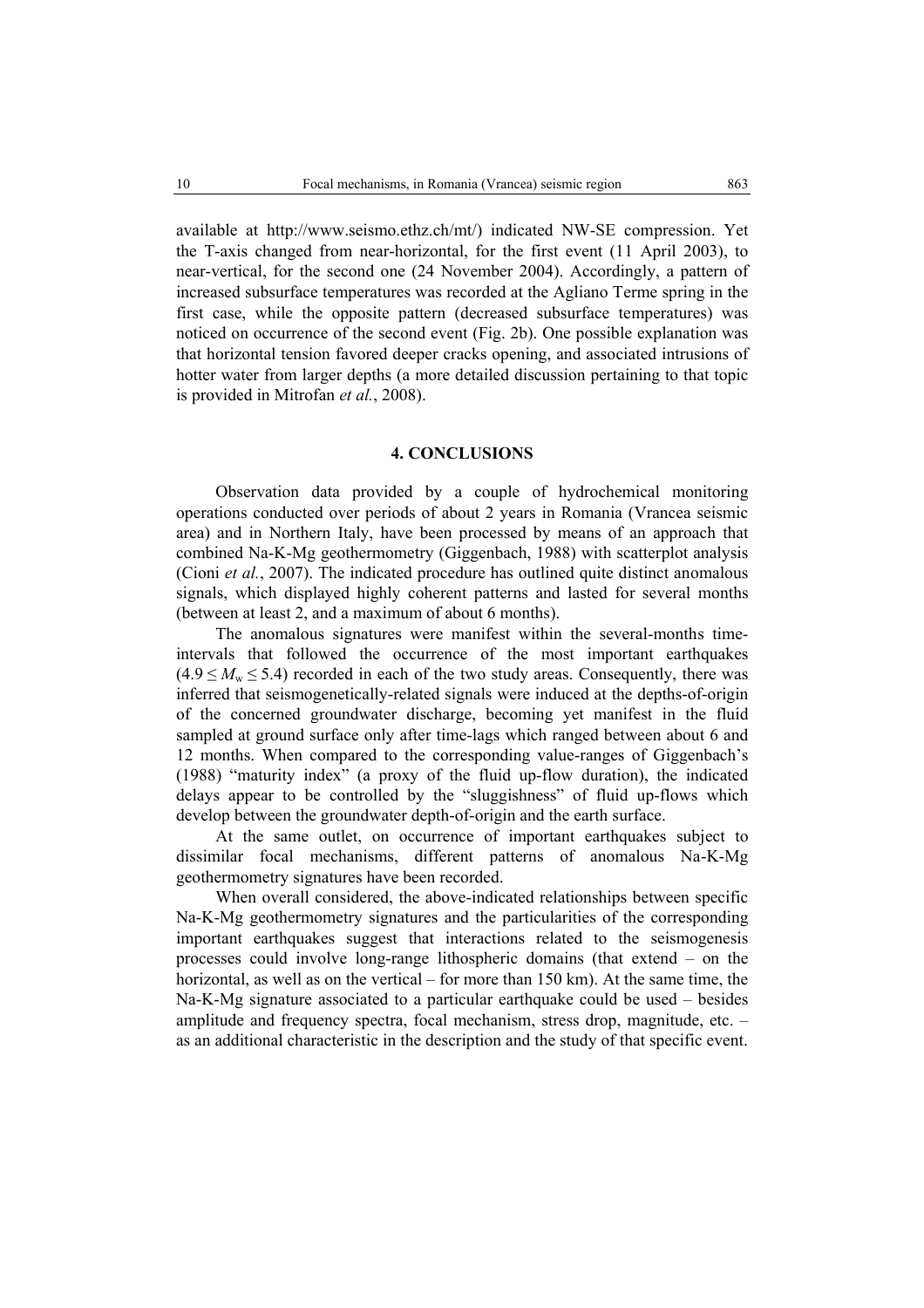available at http://www.seismo.ethz.ch/mt/) indicated NW-SE compression. Yet the T-axis changed from near-horizontal, for the first event (11 April 2003), to near-vertical, for the second one (24 November 2004). Accordingly, a pattern of increased subsurface temperatures was recorded at the Agliano Terme spring in the first case, while the opposite pattern (decreased subsurface temperatures) was noticed on occurrence of the second event (Fig. 2b). One possible explanation was that horizontal tension favored deeper cracks opening, and associated intrusions of hotter water from larger depths (a more detailed discussion pertaining to that topic is provided in Mitrofan *et al.*, 2008).

## 4. CONCLUSIONS

Observation data provided by a couple of hydrochemical monitoring operations conducted over periods of about 2 years in Romania (Vrancea seismic area) and in Northern Italy, have been processed by means of an approach that combined Na-K-Mg geothermometry (Giggenbach, 1988) with scatterplot analysis (Cioni *et al.*, 2007). The indicated procedure has outlined quite distinct anomalous signals, which displayed highly coherent patterns and lasted for several months (between at least 2, and a maximum of about 6 months).

The anomalous signatures were manifest within the several-months time-intervals that followed the occurrence of the most important earthquakes ($4.9 \leq M_w \leq 5.4$) recorded in each of the two study areas. Consequently, there was inferred that seismogenetically-related signals were induced at the depths-of-origin of the concerned groundwater discharge, becoming yet manifest in the fluid sampled at ground surface only after time-lags which ranged between about 6 and 12 months. When compared to the corresponding value-ranges of Giggenbach's (1988) "maturity index" (a proxy of the fluid up-flow duration), the indicated delays appear to be controlled by the "sluggishness" of fluid up-flows which develop between the groundwater depth-of-origin and the earth surface.

At the same outlet, on occurrence of important earthquakes subject to dissimilar focal mechanisms, different patterns of anomalous Na-K-Mg geothermometry signatures have been recorded.

When overall considered, the above-indicated relationships between specific Na-K-Mg geothermometry signatures and the particularities of the corresponding important earthquakes suggest that interactions related to the seismogenesis processes could involve long-range lithospheric domains (that extend – on the horizontal, as well as on the vertical – for more than 150 km). At the same time, the Na-K-Mg signature associated to a particular earthquake could be used – besides amplitude and frequency spectra, focal mechanism, stress drop, magnitude, etc. – as an additional characteristic in the description and the study of that specific event.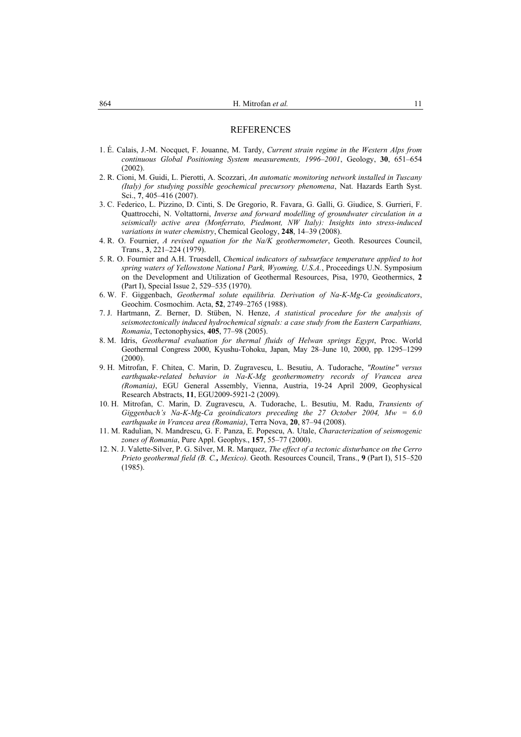## REFERENCES

1. É. Calais, J.-M. Nocquet, F. Jouanne, M. Tardy, *Current strain regime in the Western Alps from continuous Global Positioning System measurements, 1996–2001*, Geology, **30**, 651–654 (2002).
2. R. Cioni, M. Guidi, L. Pierotti, A. Scozzari, *An automatic monitoring network installed in Tuscany (Italy) for studying possible geochemical precursory phenomena*, Nat. Hazards Earth Syst. Sci., **7**, 405–416 (2007).
3. C. Federico, L. Pizzino, D. Cinti, S. De Gregorio, R. Favara, G. Galli, G. Giudice, S. Gurrieri, F. Quattrocchi, N. Voltattorni, *Inverse and forward modelling of groundwater circulation in a seismically active area (Monferrato, Piedmont, NW Italy): Insights into stress-induced variations in water chemistry*, Chemical Geology, **248**, 14–39 (2008).
4. R. O. Fournier, *A revised equation for the Na/K geothermometer*, Geoth. Resources Council, Trans., **3**, 221–224 (1979).
5. R. O. Fournier and A.H. Truesdell, *Chemical indicators of subsurface temperature applied to hot spring waters of Yellowstone Nationa1 Park, Wyoming, U.S.A.*, Proceedings U.N. Symposium on the Development and Utilization of Geothermal Resources, Pisa, 1970, Geothermics, **2** (Part I), Special Issue 2, 529–535 (1970).
6. W. F. Giggenbach, *Geothermal solute equilibria. Derivation of Na-K-Mg-Ca geoindicators*, Geochim. Cosmochim. Acta, **52**, 2749–2765 (1988).
7. J. Hartmann, Z. Berner, D. Stüben, N. Henze, *A statistical procedure for the analysis of seismotectonically induced hydrochemical signals: a case study from the Eastern Carpathians, Romania*, Tectonophysics, **405**, 77–98 (2005).
8. M. Idris, *Geothermal evaluation for thermal fluids of Helwan springs Egypt*, Proc. World Geothermal Congress 2000, Kyushu-Tohoku, Japan, May 28–June 10, 2000, pp. 1295–1299 (2000).
9. H. Mitrofan, F. Chitea, C. Marin, D. Zugravescu, L. Besutiu, A. Tudorache, *"Routine" versus earthquake-related behavior in Na-K-Mg geothermometry records of Vrancea area (Romania)*, EGU General Assembly, Vienna, Austria, 19-24 April 2009, Geophysical Research Abstracts, **11**, EGU2009-5921-2 (2009).
10. H. Mitrofan, C. Marin, D. Zugravescu, A. Tudorache, L. Besutiu, M. Radu, *Transients of Giggenbach's Na-K-Mg-Ca geoindicators preceding the 27 October 2004, Mw = 6.0 earthquake in Vrancea area (Romania)*, Terra Nova, **20**, 87–94 (2008).
11. M. Radulian, N. Mandrescu, G. F. Panza, E. Popescu, A. Utale, *Characterization of seismogenic zones of Romania*, Pure Appl. Geophys., **157**, 55–77 (2000).
12. N. J. Valette-Silver, P. G. Silver, M. R. Marquez, *The effect of a tectonic disturbance on the Cerro Prieto geothermal field (B. C., Mexico).* Geoth. Resources Council, Trans., **9** (Part I), 515–520 (1985).